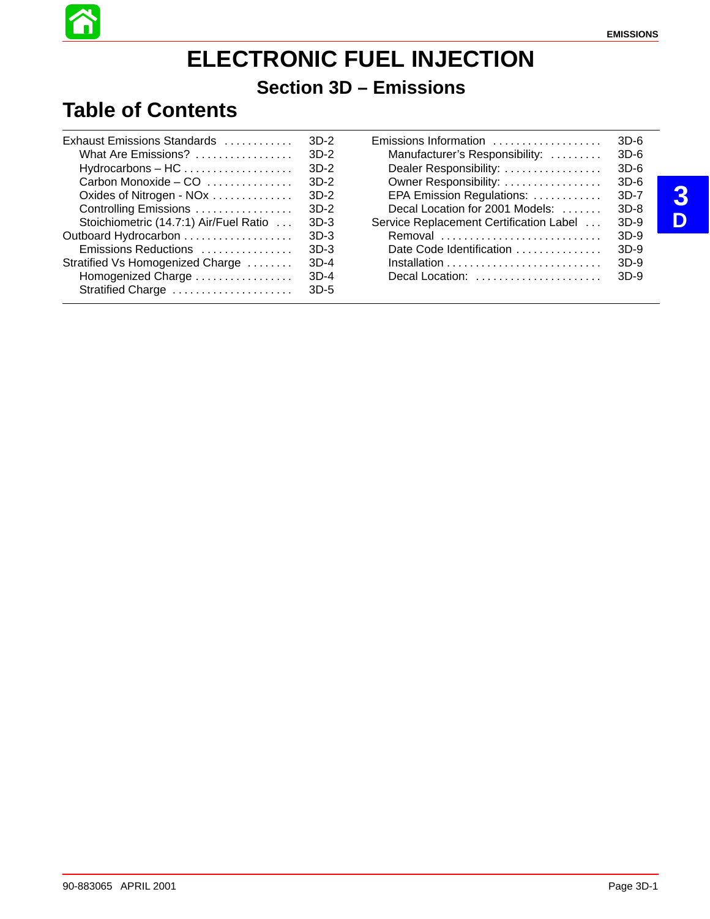# ELECTRONIC FUEL INJECTION

## Section 3D – Emissions

## Table of Contents

| | |
|---|---|
| Exhaust Emissions Standards | 3D-2 |
| What Are Emissions? | 3D-2 |
| Hydrocarbons – HC | 3D-2 |
| Carbon Monoxide – CO | 3D-2 |
| Oxides of Nitrogen - NOx | 3D-2 |
| Controlling Emissions | 3D-2 |
| Stoichiometric (14.7:1) Air/Fuel Ratio | 3D-3 |
| Outboard Hydrocarbon | 3D-3 |
| Emissions Reductions | 3D-3 |
| Stratified Vs Homogenized Charge | 3D-4 |
| Homogenized Charge | 3D-4 |
| Stratified Charge | 3D-5 |
| Emissions Information | 3D-6 |
| Manufacturer's Responsibility: | 3D-6 |
| Dealer Responsibility: | 3D-6 |
| Owner Responsibility: | 3D-6 |
| EPA Emission Regulations: | 3D-7 |
| Decal Location for 2001 Models: | 3D-8 |
| Service Replacement Certification Label | 3D-9 |
| Removal | 3D-9 |
| Date Code Identification | 3D-9 |
| Installation | 3D-9 |
| Decal Location: | 3D-9 |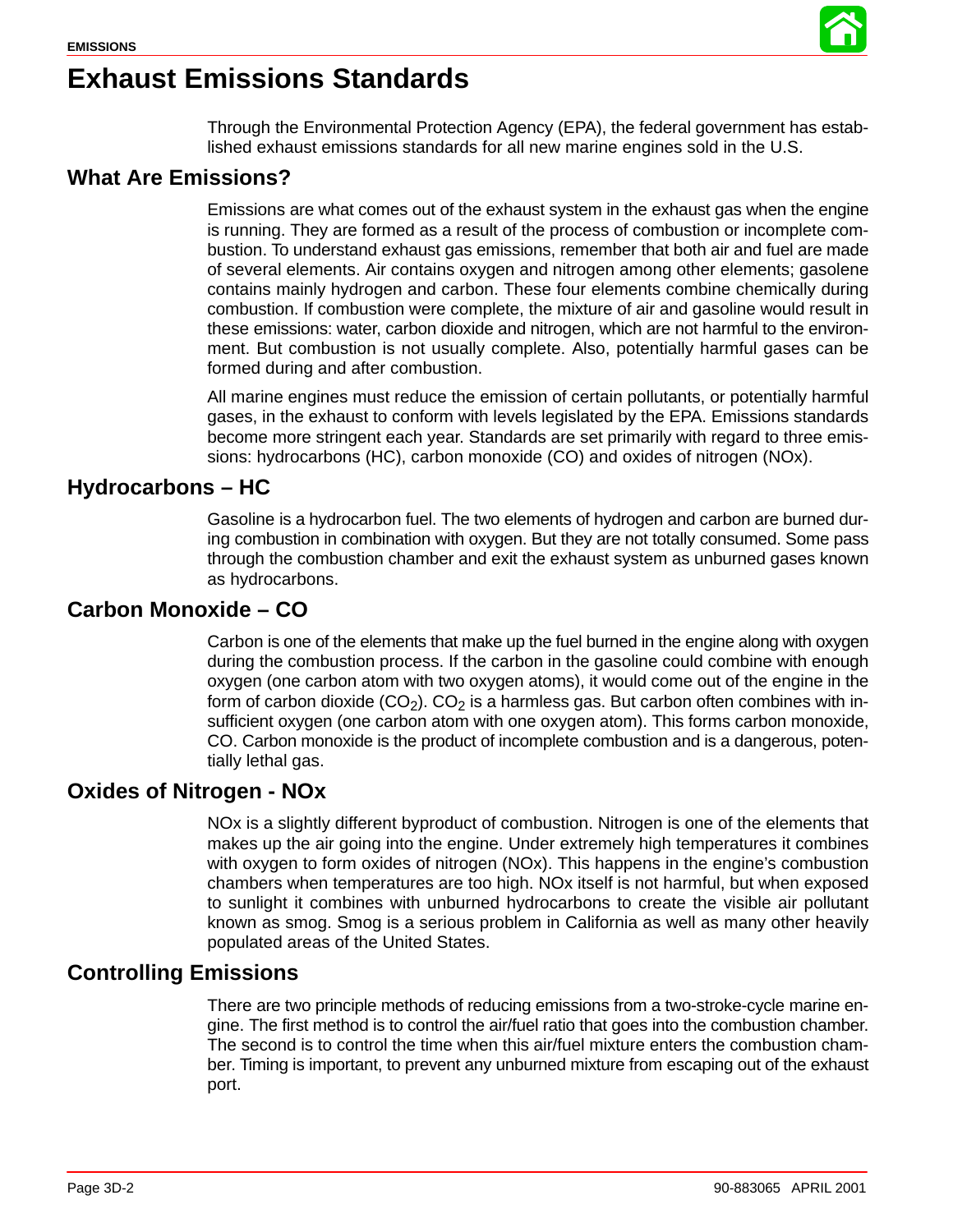# Exhaust Emissions Standards

Through the Environmental Protection Agency (EPA), the federal government has established exhaust emissions standards for all new marine engines sold in the U.S.

## What Are Emissions?

Emissions are what comes out of the exhaust system in the exhaust gas when the engine is running. They are formed as a result of the process of combustion or incomplete combustion. To understand exhaust gas emissions, remember that both air and fuel are made of several elements. Air contains oxygen and nitrogen among other elements; gasolene contains mainly hydrogen and carbon. These four elements combine chemically during combustion. If combustion were complete, the mixture of air and gasoline would result in these emissions: water, carbon dioxide and nitrogen, which are not harmful to the environment. But combustion is not usually complete. Also, potentially harmful gases can be formed during and after combustion.

All marine engines must reduce the emission of certain pollutants, or potentially harmful gases, in the exhaust to conform with levels legislated by the EPA. Emissions standards become more stringent each year. Standards are set primarily with regard to three emissions: hydrocarbons (HC), carbon monoxide (CO) and oxides of nitrogen (NOx).

## Hydrocarbons – HC

Gasoline is a hydrocarbon fuel. The two elements of hydrogen and carbon are burned during combustion in combination with oxygen. But they are not totally consumed. Some pass through the combustion chamber and exit the exhaust system as unburned gases known as hydrocarbons.

## Carbon Monoxide – CO

Carbon is one of the elements that make up the fuel burned in the engine along with oxygen during the combustion process. If the carbon in the gasoline could combine with enough oxygen (one carbon atom with two oxygen atoms), it would come out of the engine in the form of carbon dioxide ($CO_2$). $CO_2$ is a harmless gas. But carbon often combines with insufficient oxygen (one carbon atom with one oxygen atom). This forms carbon monoxide, CO. Carbon monoxide is the product of incomplete combustion and is a dangerous, potentially lethal gas.

## Oxides of Nitrogen - NOx

NOx is a slightly different byproduct of combustion. Nitrogen is one of the elements that makes up the air going into the engine. Under extremely high temperatures it combines with oxygen to form oxides of nitrogen (NOx). This happens in the engine's combustion chambers when temperatures are too high. NOx itself is not harmful, but when exposed to sunlight it combines with unburned hydrocarbons to create the visible air pollutant known as smog. Smog is a serious problem in California as well as many other heavily populated areas of the United States.

## Controlling Emissions

There are two principle methods of reducing emissions from a two-stroke-cycle marine engine. The first method is to control the air/fuel ratio that goes into the combustion chamber. The second is to control the time when this air/fuel mixture enters the combustion chamber. Timing is important, to prevent any unburned mixture from escaping out of the exhaust port.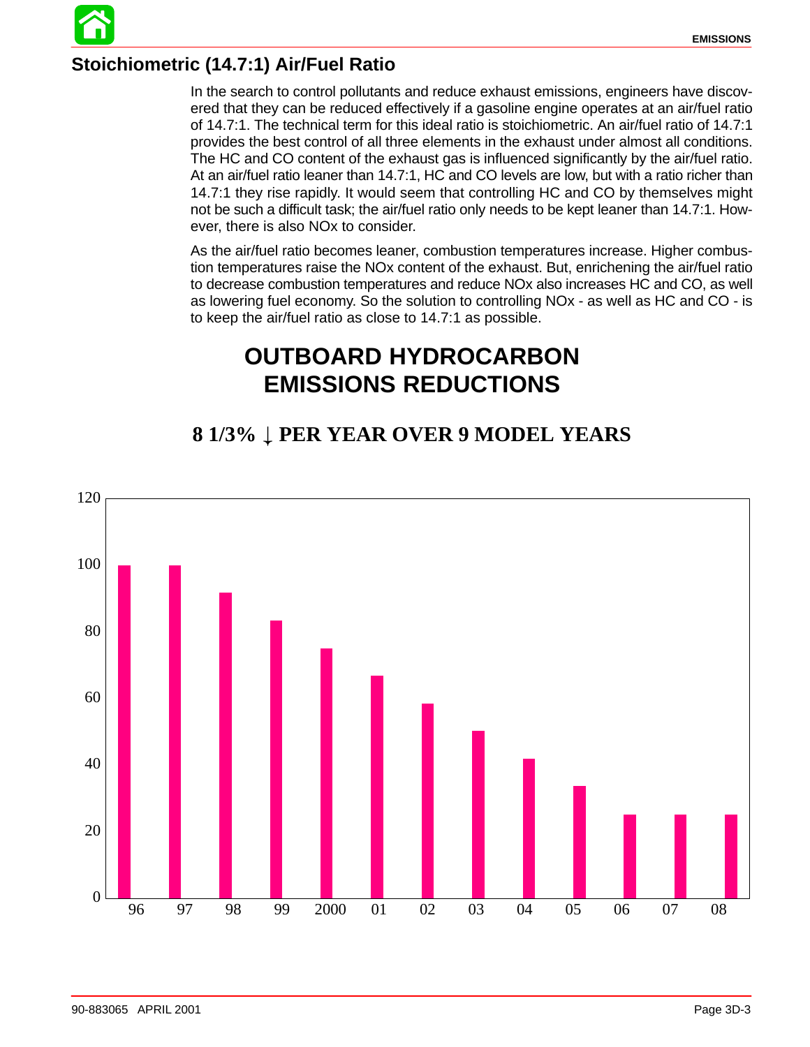## Stoichiometric (14.7:1) Air/Fuel Ratio

In the search to control pollutants and reduce exhaust emissions, engineers have discovered that they can be reduced effectively if a gasoline engine operates at an air/fuel ratio of 14.7:1. The technical term for this ideal ratio is stoichiometric. An air/fuel ratio of 14.7:1 provides the best control of all three elements in the exhaust under almost all conditions. The HC and CO content of the exhaust gas is influenced significantly by the air/fuel ratio. At an air/fuel ratio leaner than 14.7:1, HC and CO levels are low, but with a ratio richer than 14.7:1 they rise rapidly. It would seem that controlling HC and CO by themselves might not be such a difficult task; the air/fuel ratio only needs to be kept leaner than 14.7:1. However, there is also NOx to consider.

As the air/fuel ratio becomes leaner, combustion temperatures increase. Higher combustion temperatures raise the NOx content of the exhaust. But, enrichening the air/fuel ratio to decrease combustion temperatures and reduce NOx also increases HC and CO, as well as lowering fuel economy. So the solution to controlling NOx - as well as HC and CO - is to keep the air/fuel ratio as close to 14.7:1 as possible.

# OUTBOARD HYDROCARBON EMISSIONS REDUCTIONS

## 8 1/3% ↓ PER YEAR OVER 9 MODEL YEARS

| Model Year | 96 | 97 | 98 | 99 | 2000 | 01 | 02 | 03 | 04 | 05 | 06 | 07 | 08 |
|---|---|---|---|---|---|---|---|---|---|---|---|---|---|
| Value (approx.) | 100 | 100 | 92 | 83 | 75 | 67 | 58 | 50 | 42 | 33 | 25 | 25 | 25 |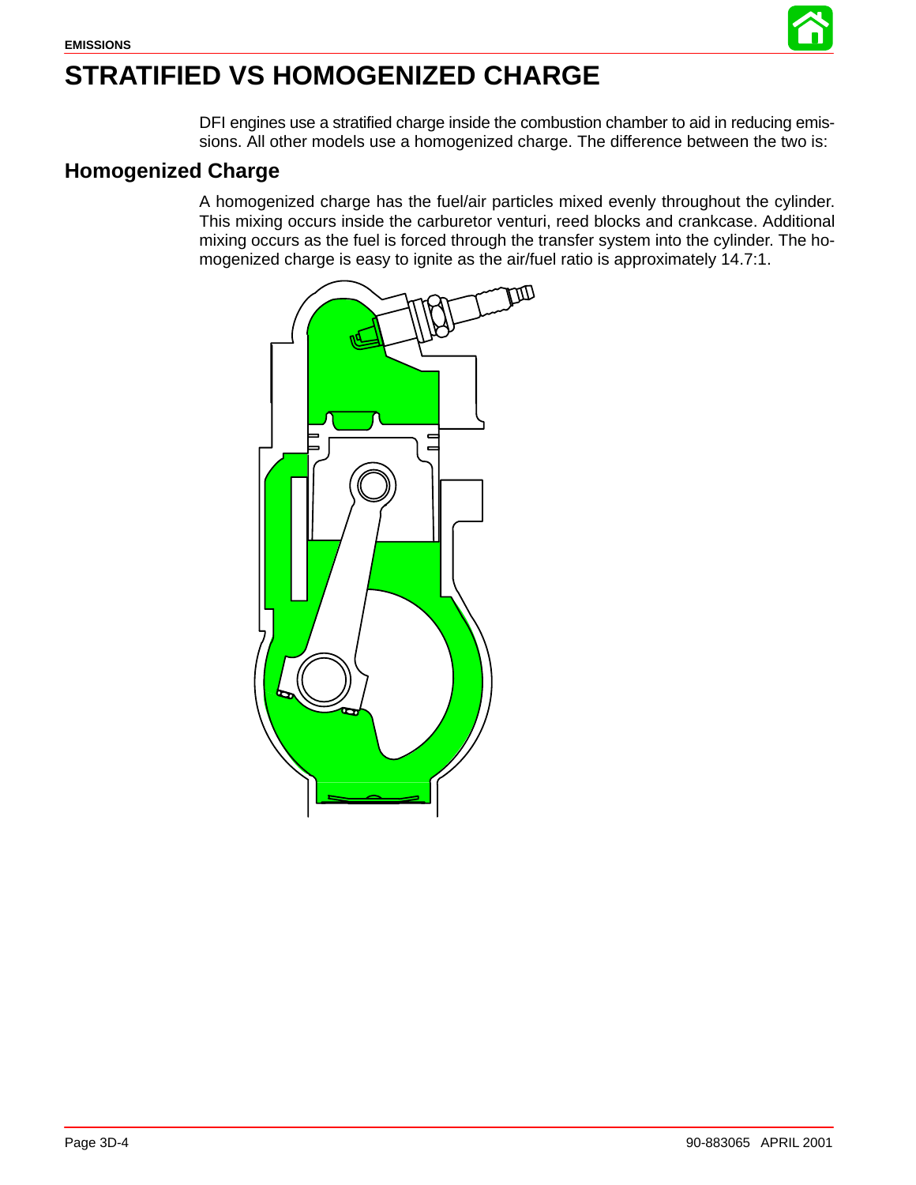# STRATIFIED VS HOMOGENIZED CHARGE

DFI engines use a stratified charge inside the combustion chamber to aid in reducing emissions. All other models use a homogenized charge. The difference between the two is:

## Homogenized Charge

A homogenized charge has the fuel/air particles mixed evenly throughout the cylinder. This mixing occurs inside the carburetor venturi, reed blocks and crankcase. Additional mixing occurs as the fuel is forced through the transfer system into the cylinder. The homogenized charge is easy to ignite as the air/fuel ratio is approximately 14.7:1.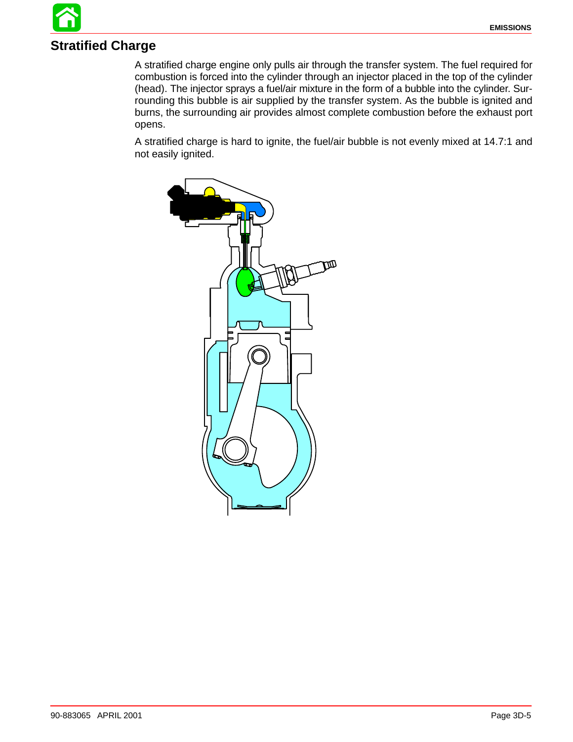## Stratified Charge

A stratified charge engine only pulls air through the transfer system. The fuel required for combustion is forced into the cylinder through an injector placed in the top of the cylinder (head). The injector sprays a fuel/air mixture in the form of a bubble into the cylinder. Surrounding this bubble is air supplied by the transfer system. As the bubble is ignited and burns, the surrounding air provides almost complete combustion before the exhaust port opens.

A stratified charge is hard to ignite, the fuel/air bubble is not evenly mixed at 14.7:1 and not easily ignited.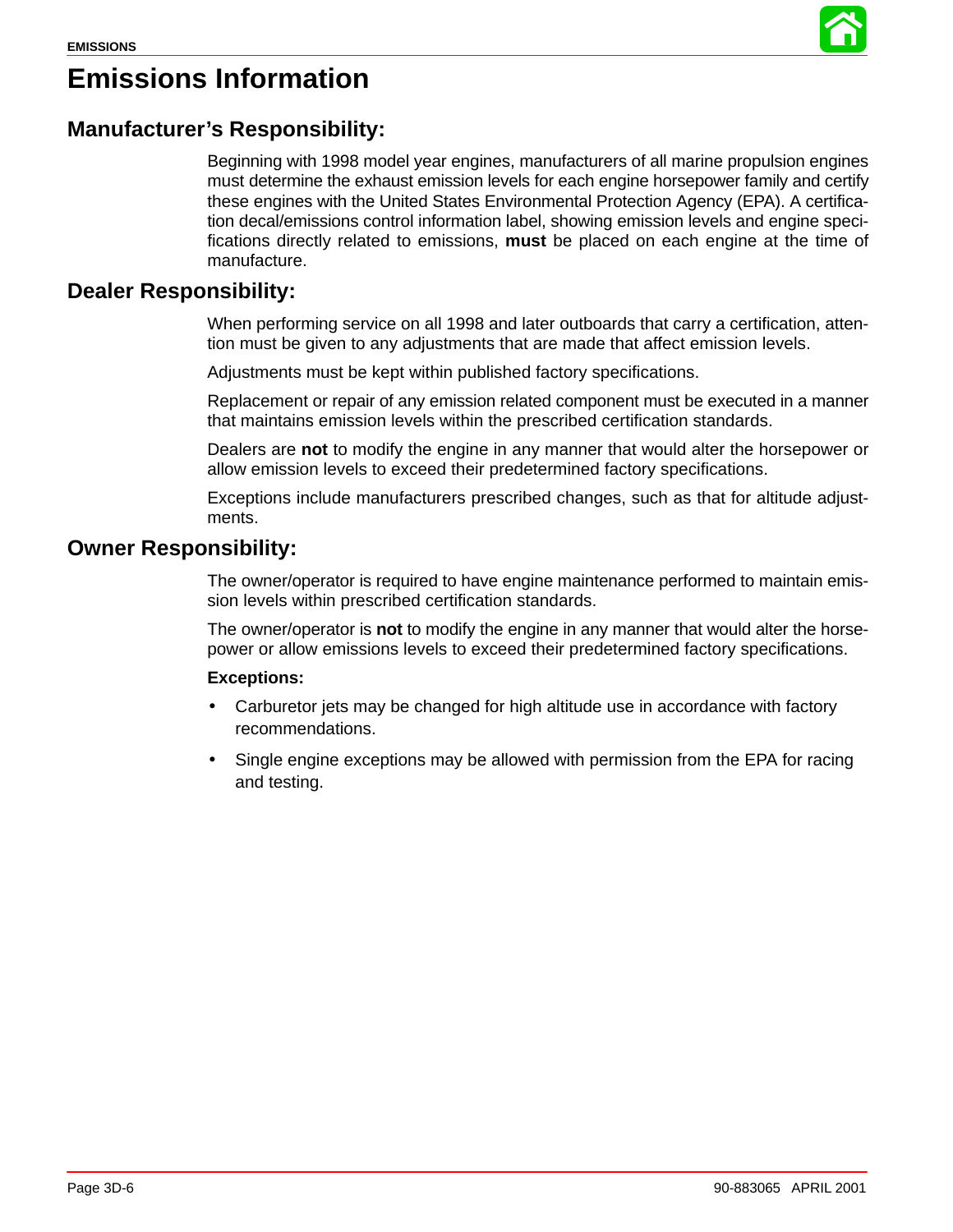# Emissions Information

## Manufacturer's Responsibility:

Beginning with 1998 model year engines, manufacturers of all marine propulsion engines must determine the exhaust emission levels for each engine horsepower family and certify these engines with the United States Environmental Protection Agency (EPA). A certification decal/emissions control information label, showing emission levels and engine specifications directly related to emissions, **must** be placed on each engine at the time of manufacture.

## Dealer Responsibility:

When performing service on all 1998 and later outboards that carry a certification, attention must be given to any adjustments that are made that affect emission levels.

Adjustments must be kept within published factory specifications.

Replacement or repair of any emission related component must be executed in a manner that maintains emission levels within the prescribed certification standards.

Dealers are **not** to modify the engine in any manner that would alter the horsepower or allow emission levels to exceed their predetermined factory specifications.

Exceptions include manufacturers prescribed changes, such as that for altitude adjustments.

## Owner Responsibility:

The owner/operator is required to have engine maintenance performed to maintain emission levels within prescribed certification standards.

The owner/operator is **not** to modify the engine in any manner that would alter the horsepower or allow emissions levels to exceed their predetermined factory specifications.

**Exceptions:**

- Carburetor jets may be changed for high altitude use in accordance with factory recommendations.
- Single engine exceptions may be allowed with permission from the EPA for racing and testing.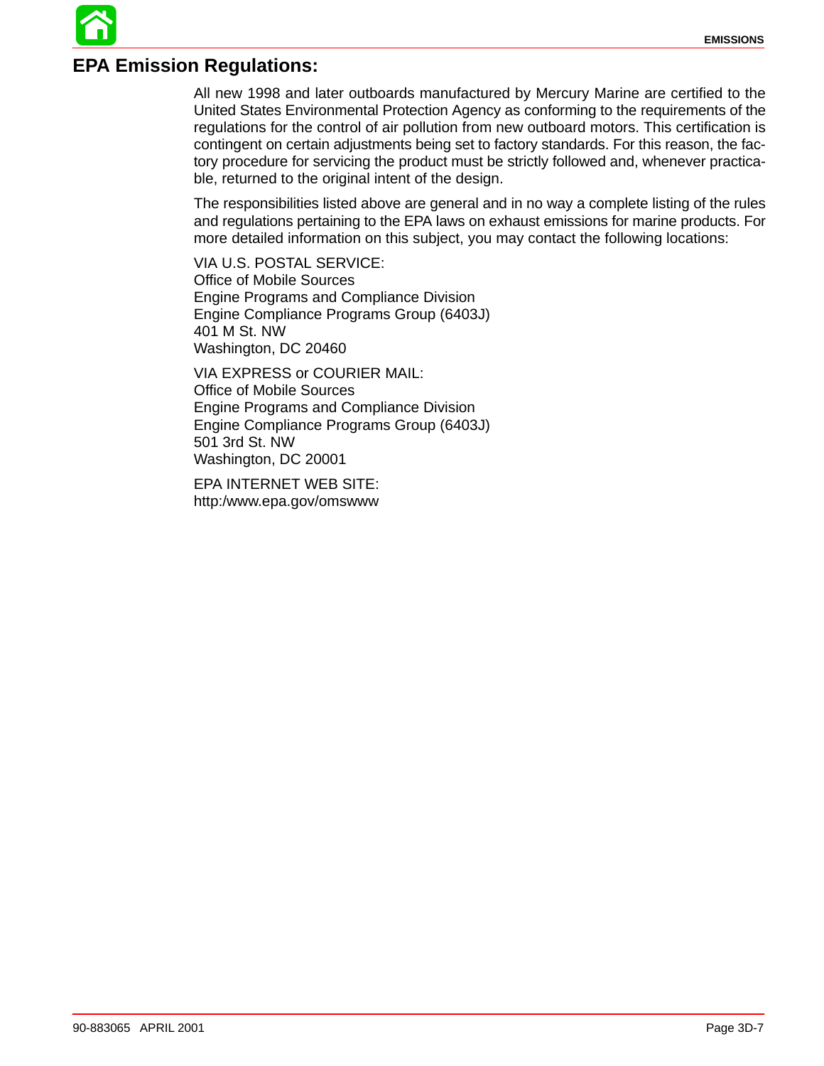## EPA Emission Regulations:

All new 1998 and later outboards manufactured by Mercury Marine are certified to the United States Environmental Protection Agency as conforming to the requirements of the regulations for the control of air pollution from new outboard motors. This certification is contingent on certain adjustments being set to factory standards. For this reason, the factory procedure for servicing the product must be strictly followed and, whenever practicable, returned to the original intent of the design.

The responsibilities listed above are general and in no way a complete listing of the rules and regulations pertaining to the EPA laws on exhaust emissions for marine products. For more detailed information on this subject, you may contact the following locations:

VIA U.S. POSTAL SERVICE:
Office of Mobile Sources
Engine Programs and Compliance Division
Engine Compliance Programs Group (6403J)
401 M St. NW
Washington, DC 20460

VIA EXPRESS or COURIER MAIL:
Office of Mobile Sources
Engine Programs and Compliance Division
Engine Compliance Programs Group (6403J)
501 3rd St. NW
Washington, DC 20001

EPA INTERNET WEB SITE:
http:/www.epa.gov/omswww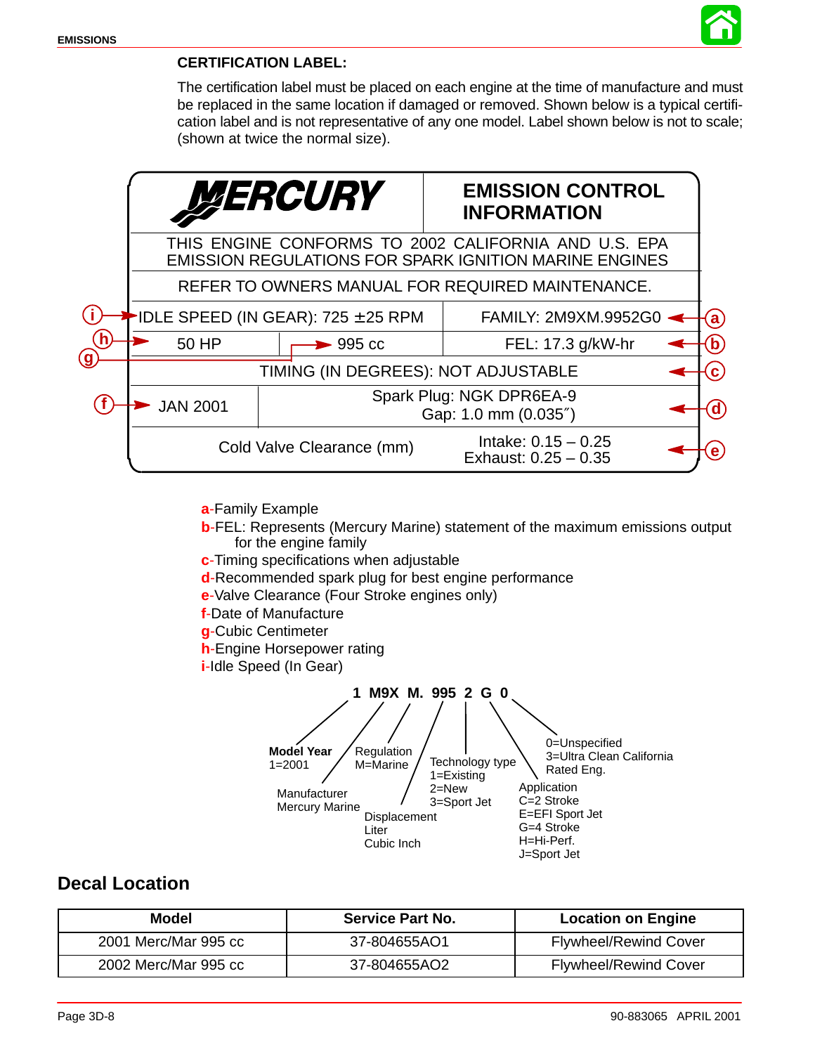### CERTIFICATION LABEL:

The certification label must be placed on each engine at the time of manufacture and must be replaced in the same location if damaged or removed. Shown below is a typical certification label and is not representative of any one model. Label shown below is not to scale; (shown at twice the normal size).

| MERCURY | EMISSION CONTROL INFORMATION |
|---|---|
| THIS ENGINE CONFORMS TO 2002 CALIFORNIA AND U.S. EPA EMISSION REGULATIONS FOR SPARK IGNITION MARINE ENGINES | |
| REFER TO OWNERS MANUAL FOR REQUIRED MAINTENANCE. | |
| (i) IDLE SPEED (IN GEAR): 725 ±25 RPM | FAMILY: 2M9XM.9952G0 (a) |
| (h) 50 HP / (g) 995 cc | FEL: 17.3 g/kW-hr (b) |
| TIMING (IN DEGREES): NOT ADJUSTABLE (c) | |
| (f) JAN 2001 | Spark Plug: NGK DPR6EA-9 Gap: 1.0 mm (0.035″) (d) |
| Cold Valve Clearance (mm) | Intake: 0.15 – 0.25 Exhaust: 0.25 – 0.35 (e) |

a-Family Example
b-FEL: Represents (Mercury Marine) statement of the maximum emissions output for the engine family
c-Timing specifications when adjustable
d-Recommended spark plug for best engine performance
e-Valve Clearance (Four Stroke engines only)
f-Date of Manufacture
g-Cubic Centimeter
h-Engine Horsepower rating
i-Idle Speed (In Gear)

**1 M9X M. 995 2 G 0**

- **Model Year** 1=2001
- Manufacturer Mercury Marine
- Regulation M=Marine
- Displacement Liter Cubic Inch
- Technology type 1=Existing 2=New 3=Sport Jet
- Application C=2 Stroke E=EFI Sport Jet G=4 Stroke H=Hi-Perf. J=Sport Jet
- 0=Unspecified 3=Ultra Clean California Rated Eng.

## Decal Location

| Model | Service Part No. | Location on Engine |
|---|---|---|
| 2001 Merc/Mar 995 cc | 37-804655AO1 | Flywheel/Rewind Cover |
| 2002 Merc/Mar 995 cc | 37-804655AO2 | Flywheel/Rewind Cover |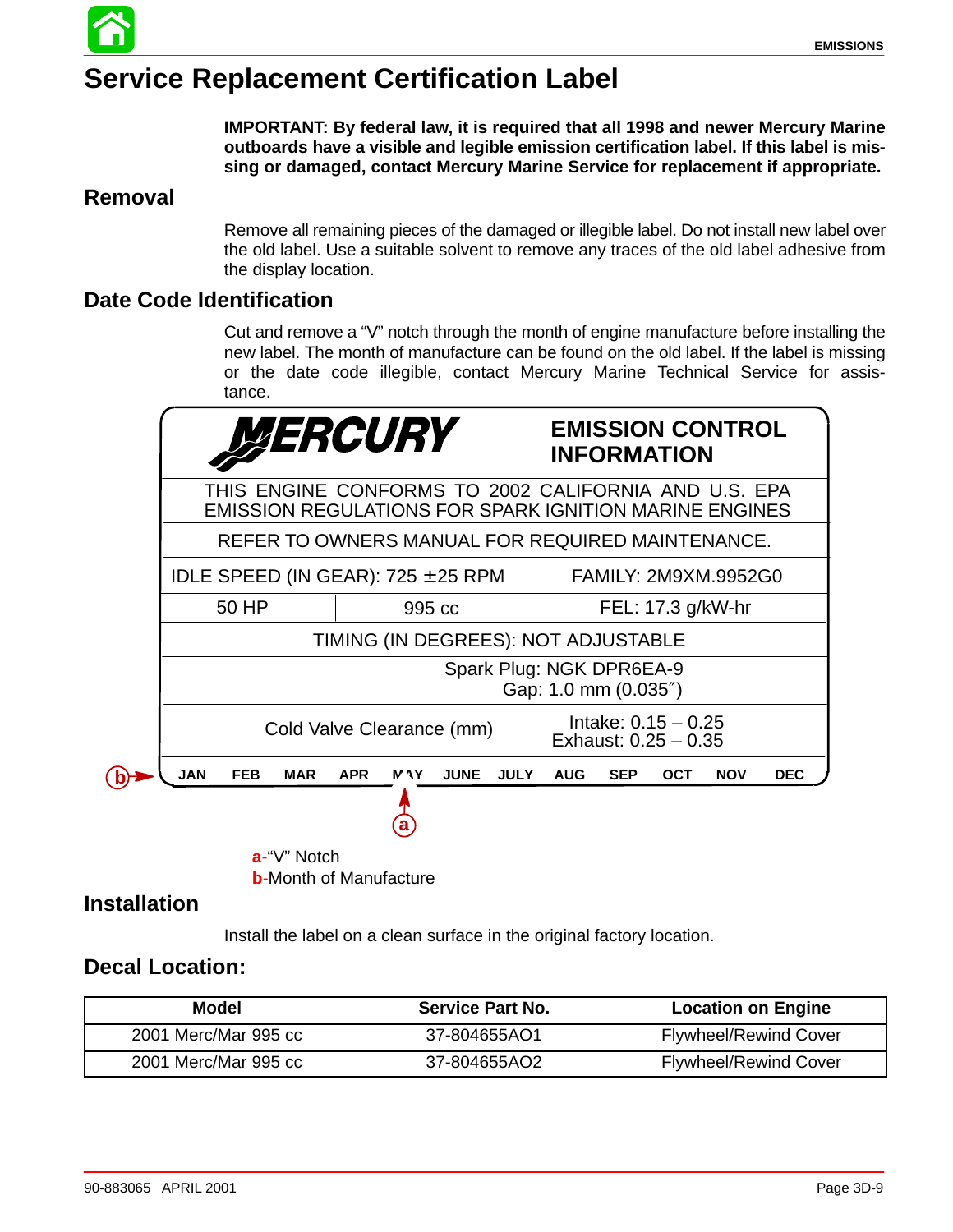# Service Replacement Certification Label

**IMPORTANT: By federal law, it is required that all 1998 and newer Mercury Marine outboards have a visible and legible emission certification label. If this label is missing or damaged, contact Mercury Marine Service for replacement if appropriate.**

## Removal

Remove all remaining pieces of the damaged or illegible label. Do not install new label over the old label. Use a suitable solvent to remove any traces of the old label adhesive from the display location.

## Date Code Identification

Cut and remove a “V” notch through the month of engine manufacture before installing the new label. The month of manufacture can be found on the old label. If the label is missing or the date code illegible, contact Mercury Marine Technical Service for assistance.

MERCURY

EMISSION CONTROL INFORMATION

THIS ENGINE CONFORMS TO 2002 CALIFORNIA AND U.S. EPA EMISSION REGULATIONS FOR SPARK IGNITION MARINE ENGINES

REFER TO OWNERS MANUAL FOR REQUIRED MAINTENANCE.

IDLE SPEED (IN GEAR): 725 ±25 RPM

FAMILY: 2M9XM.9952G0

50 HP

995 cc

FEL: 17.3 g/kW-hr

TIMING (IN DEGREES): NOT ADJUSTABLE

Spark Plug: NGK DPR6EA-9
Gap: 1.0 mm (0.035″)

Cold Valve Clearance (mm)

Intake: 0.15 – 0.25
Exhaust: 0.25 – 0.35

JAN FEB MAR APR MAY JUNE JULY AUG SEP OCT NOV DEC

a

b

a-“V” Notch
b-Month of Manufacture

## Installation

Install the label on a clean surface in the original factory location.

## Decal Location:

| Model | Service Part No. | Location on Engine |
|---|---|---|
| 2001 Merc/Mar 995 cc | 37-804655AO1 | Flywheel/Rewind Cover |
| 2001 Merc/Mar 995 cc | 37-804655AO2 | Flywheel/Rewind Cover |